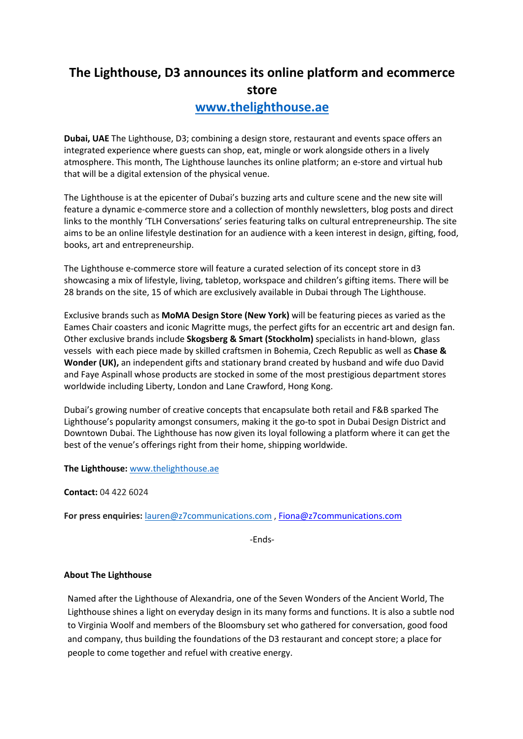# The Lighthouse, D3 announces its online platform and ecommerce store

## www.thelighthouse.ae

**Dubai, UAE** The Lighthouse, D3; combining a design store, restaurant and events space offers an integrated experience where guests can shop, eat, mingle or work alongside others in a lively atmosphere. This month, The Lighthouse launches its online platform; an e-store and virtual hub that will be a digital extension of the physical venue.

The Lighthouse is at the epicenter of Dubai's buzzing arts and culture scene and the new site will feature a dynamic e-commerce store and a collection of monthly newsletters, blog posts and direct links to the monthly 'TLH Conversations' series featuring talks on cultural entrepreneurship. The site aims to be an online lifestyle destination for an audience with a keen interest in design, gifting, food, books, art and entrepreneurship.

The Lighthouse e-commerce store will feature a curated selection of its concept store in d3 showcasing a mix of lifestyle, living, tabletop, workspace and children's gifting items. There will be 28 brands on the site, 15 of which are exclusively available in Dubai through The Lighthouse.

Exclusive brands such as **MoMA Design Store (New York)** will be featuring pieces as varied as the Eames Chair coasters and iconic Magritte mugs, the perfect gifts for an eccentric art and design fan. Other exclusive brands include **Skogsberg & Smart (Stockholm)** specialists in hand-blown, glass vessels with each piece made by skilled craftsmen in Bohemia, Czech Republic as well as **Chase & Wonder (UK),** an independent gifts and stationary brand created by husband and wife duo David and Faye Aspinall whose products are stocked in some of the most prestigious department stores worldwide including Liberty, London and Lane Crawford, Hong Kong.

Dubai's growing number of creative concepts that encapsulate both retail and F&B sparked The Lighthouse's popularity amongst consumers, making it the go-to spot in Dubai Design District and Downtown Dubai. The Lighthouse has now given its loyal following a platform where it can get the best of the venue's offerings right from their home, shipping worldwide.

**The Lighthouse:** www.thelighthouse.ae

**Contact:** 04 422 6024

**For press enquiries:** lauren@z7communications.com , Fiona@z7communications.com

-Ends-

**About The Lighthouse**

Named after the Lighthouse of Alexandria, one of the Seven Wonders of the Ancient World, The Lighthouse shines a light on everyday design in its many forms and functions. It is also a subtle nod to Virginia Woolf and members of the Bloomsbury set who gathered for conversation, good food and company, thus building the foundations of the D3 restaurant and concept store; a place for people to come together and refuel with creative energy.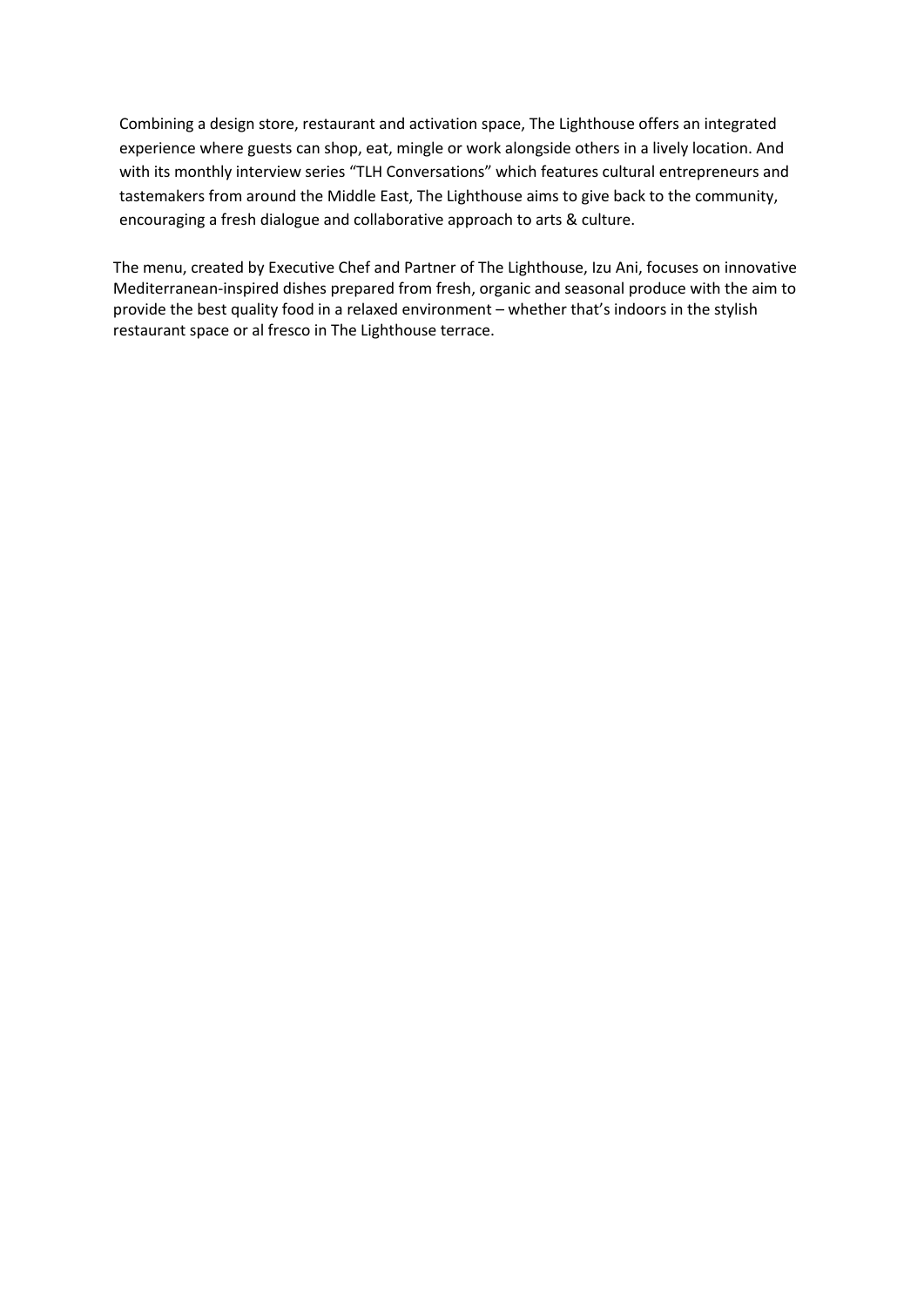Combining a design store, restaurant and activation space, The Lighthouse offers an integrated experience where guests can shop, eat, mingle or work alongside others in a lively location. And with its monthly interview series "TLH Conversations" which features cultural entrepreneurs and tastemakers from around the Middle East, The Lighthouse aims to give back to the community, encouraging a fresh dialogue and collaborative approach to arts & culture.

The menu, created by Executive Chef and Partner of The Lighthouse, Izu Ani, focuses on innovative Mediterranean-inspired dishes prepared from fresh, organic and seasonal produce with the aim to provide the best quality food in a relaxed environment – whether that's indoors in the stylish restaurant space or al fresco in The Lighthouse terrace.